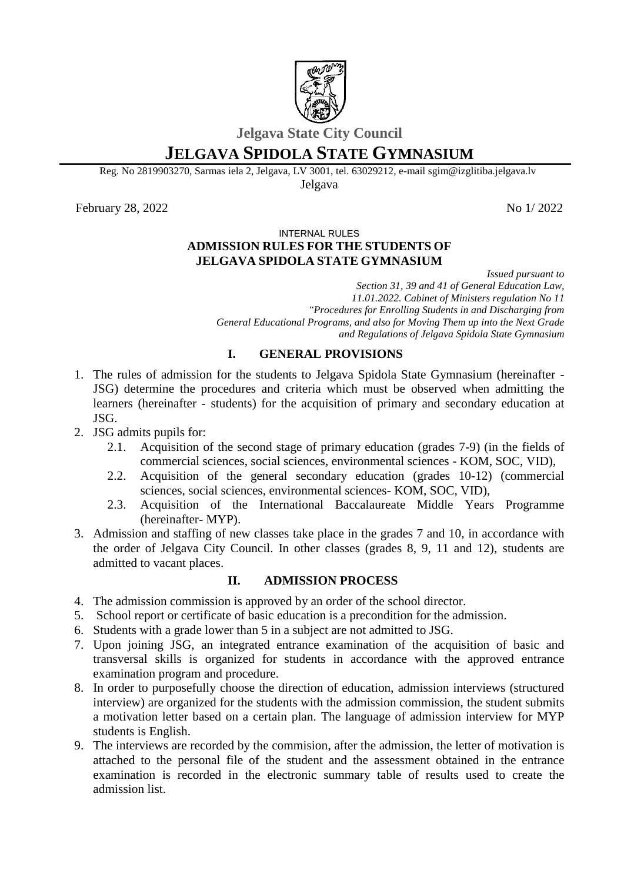**Jelgava State City Council**

# JELGAVA SPIDOLA STATE GYMNASIUM

Reg. No 2819903270, Sarmas iela 2, Jelgava, LV 3001, tel. 63029212, e-mail sgim@izglitiba.jelgava.lv

Jelgava

February 28, 2022 No 1/ 2022

INTERNAL RULES

**ADMISSION RULES FOR THE STUDENTS OF JELGAVA SPIDOLA STATE GYMNASIUM**

*Issued pursuant to*
*Section 31, 39 and 41 of General Education Law,*
*11.01.2022. Cabinet of Ministers regulation No 11*
*"Procedures for Enrolling Students in and Discharging from General Educational Programs, and also for Moving Them up into the Next Grade and Regulations of Jelgava Spidola State Gymnasium*

## I. GENERAL PROVISIONS

1. The rules of admission for the students to Jelgava Spidola State Gymnasium (hereinafter - JSG) determine the procedures and criteria which must be observed when admitting the learners (hereinafter - students) for the acquisition of primary and secondary education at JSG.
2. JSG admits pupils for:
   2.1. Acquisition of the second stage of primary education (grades 7-9) (in the fields of commercial sciences, social sciences, environmental sciences - KOM, SOC, VID),
   2.2. Acquisition of the general secondary education (grades 10-12) (commercial sciences, social sciences, environmental sciences- KOM, SOC, VID),
   2.3. Acquisition of the International Baccalaureate Middle Years Programme (hereinafter- MYP).
3. Admission and staffing of new classes take place in the grades 7 and 10, in accordance with the order of Jelgava City Council. In other classes (grades 8, 9, 11 and 12), students are admitted to vacant places.

## II. ADMISSION PROCESS

4. The admission commission is approved by an order of the school director.
5. School report or certificate of basic education is a precondition for the admission.
6. Students with a grade lower than 5 in a subject are not admitted to JSG.
7. Upon joining JSG, an integrated entrance examination of the acquisition of basic and transversal skills is organized for students in accordance with the approved entrance examination program and procedure.
8. In order to purposefully choose the direction of education, admission interviews (structured interview) are organized for the students with the admission commission, the student submits a motivation letter based on a certain plan. The language of admission interview for MYP students is English.
9. The interviews are recorded by the commision, after the admission, the letter of motivation is attached to the personal file of the student and the assessment obtained in the entrance examination is recorded in the electronic summary table of results used to create the admission list.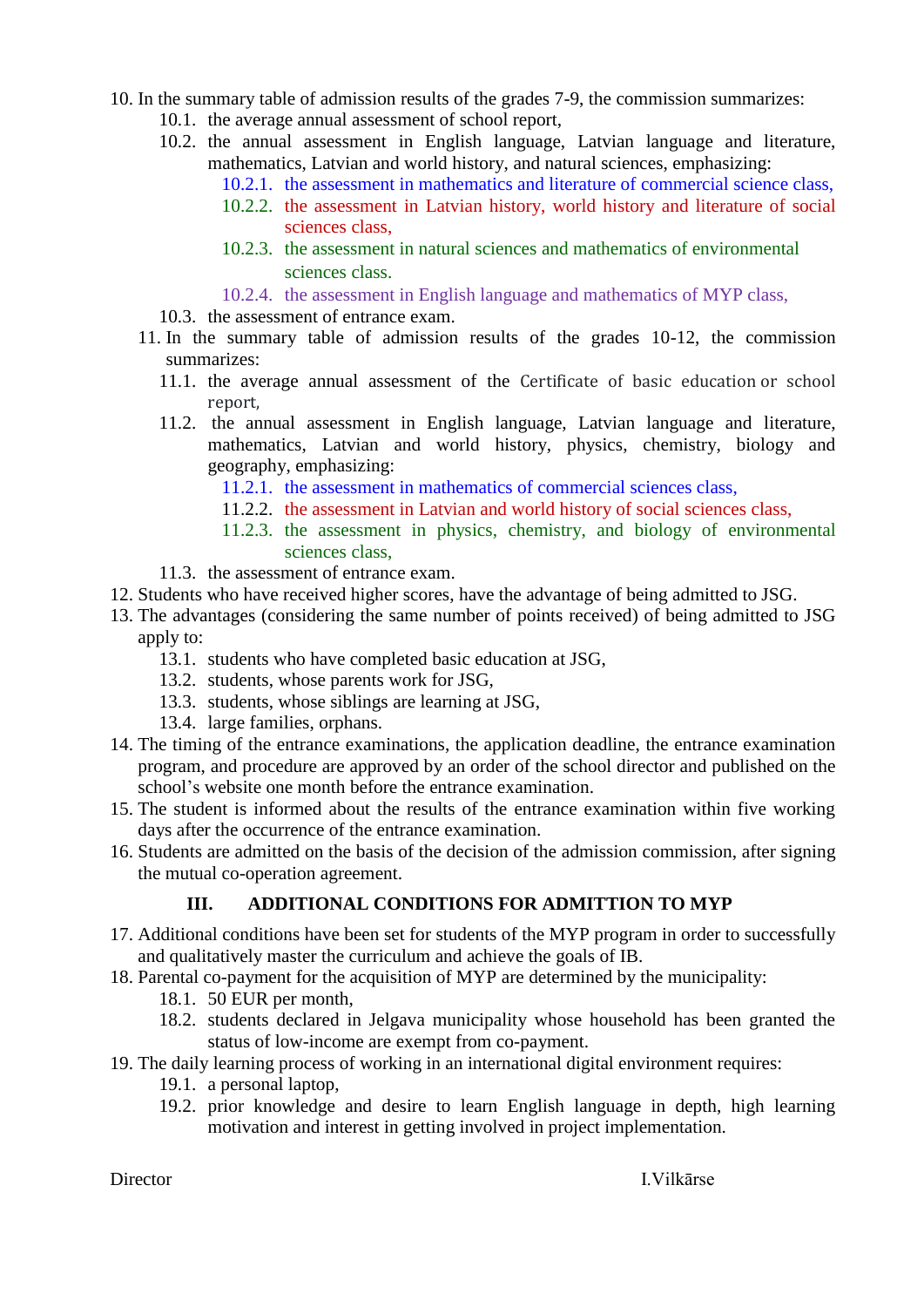10. In the summary table of admission results of the grades 7-9, the commission summarizes:
    - 10.1. the average annual assessment of school report,
    - 10.2. the annual assessment in English language, Latvian language and literature, mathematics, Latvian and world history, and natural sciences, emphasizing:
        - 10.2.1. the assessment in mathematics and literature of commercial science class,
        - 10.2.2. the assessment in Latvian history, world history and literature of social sciences class,
        - 10.2.3. the assessment in natural sciences and mathematics of environmental sciences class.
        - 10.2.4. the assessment in English language and mathematics of MYP class,
    - 10.3. the assessment of entrance exam.
11. In the summary table of admission results of the grades 10-12, the commission summarizes:
    - 11.1. the average annual assessment of the Certificate of basic education or school report,
    - 11.2. the annual assessment in English language, Latvian language and literature, mathematics, Latvian and world history, physics, chemistry, biology and geography, emphasizing:
        - 11.2.1. the assessment in mathematics of commercial sciences class,
        - 11.2.2. the assessment in Latvian and world history of social sciences class,
        - 11.2.3. the assessment in physics, chemistry, and biology of environmental sciences class,
    - 11.3. the assessment of entrance exam.
12. Students who have received higher scores, have the advantage of being admitted to JSG.
13. The advantages (considering the same number of points received) of being admitted to JSG apply to:
    - 13.1. students who have completed basic education at JSG,
    - 13.2. students, whose parents work for JSG,
    - 13.3. students, whose siblings are learning at JSG,
    - 13.4. large families, orphans.
14. The timing of the entrance examinations, the application deadline, the entrance examination program, and procedure are approved by an order of the school director and published on the school's website one month before the entrance examination.
15. The student is informed about the results of the entrance examination within five working days after the occurrence of the entrance examination.
16. Students are admitted on the basis of the decision of the admission commission, after signing the mutual co-operation agreement.

## III. ADDITIONAL CONDITIONS FOR ADMITTION TO MYP

17. Additional conditions have been set for students of the MYP program in order to successfully and qualitatively master the curriculum and achieve the goals of IB.
18. Parental co-payment for the acquisition of MYP are determined by the municipality:
    - 18.1. 50 EUR per month,
    - 18.2. students declared in Jelgava municipality whose household has been granted the status of low-income are exempt from co-payment.
19. The daily learning process of working in an international digital environment requires:
    - 19.1. a personal laptop,
    - 19.2. prior knowledge and desire to learn English language in depth, high learning motivation and interest in getting involved in project implementation.

Director I.Vilkārse